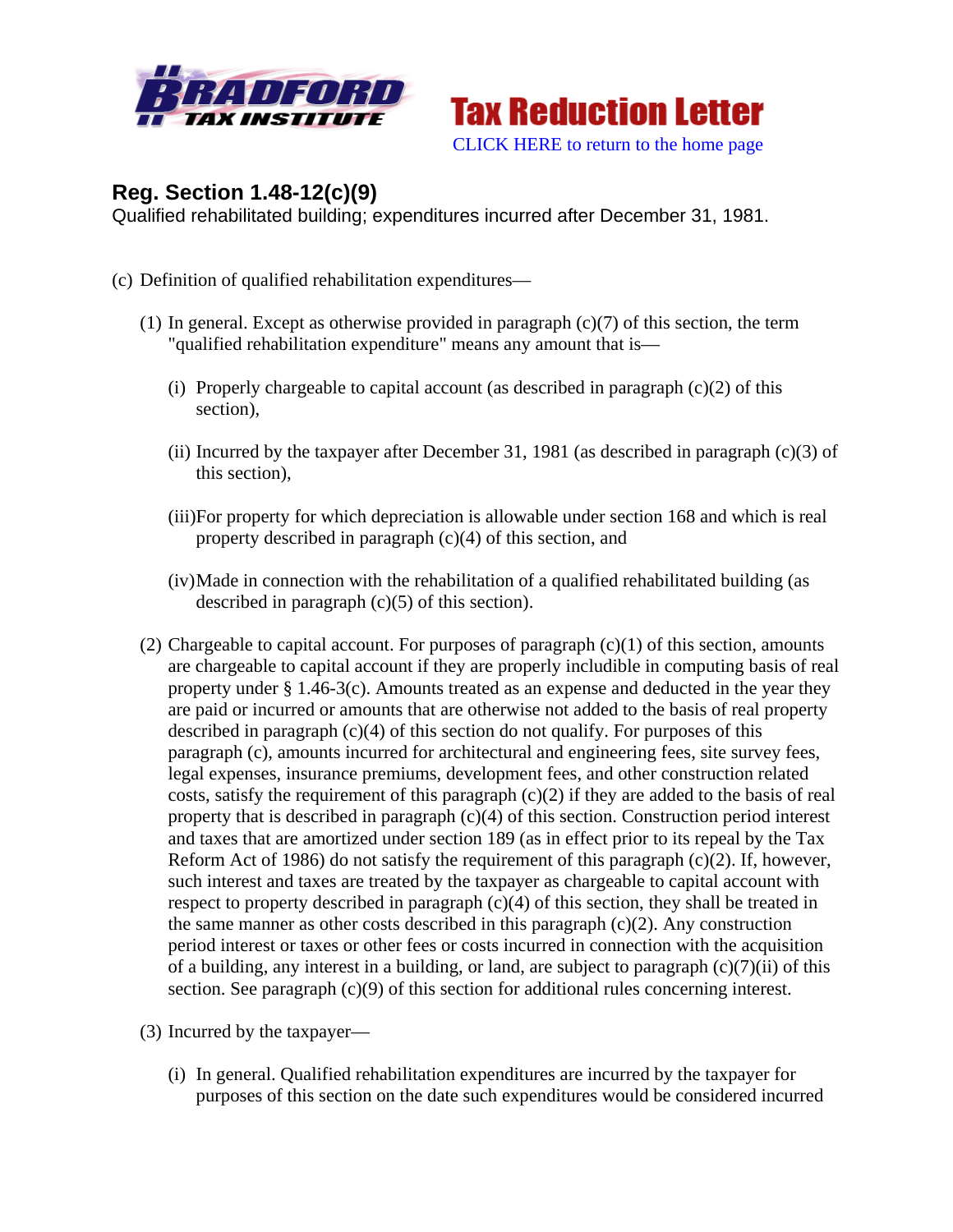Bradford Tax Institute — Tax Reduction Letter

CLICK HERE to return to the home page

## Reg. Section 1.48-12(c)(9)

Qualified rehabilitated building; expenditures incurred after December 31, 1981.

(c) Definition of qualified rehabilitation expenditures—

(1) In general. Except as otherwise provided in paragraph (c)(7) of this section, the term "qualified rehabilitation expenditure" means any amount that is—

(i) Properly chargeable to capital account (as described in paragraph (c)(2) of this section),

(ii) Incurred by the taxpayer after December 31, 1981 (as described in paragraph (c)(3) of this section),

(iii) For property for which depreciation is allowable under section 168 and which is real property described in paragraph (c)(4) of this section, and

(iv) Made in connection with the rehabilitation of a qualified rehabilitated building (as described in paragraph (c)(5) of this section).

(2) Chargeable to capital account. For purposes of paragraph (c)(1) of this section, amounts are chargeable to capital account if they are properly includible in computing basis of real property under § 1.46-3(c). Amounts treated as an expense and deducted in the year they are paid or incurred or amounts that are otherwise not added to the basis of real property described in paragraph (c)(4) of this section do not qualify. For purposes of this paragraph (c), amounts incurred for architectural and engineering fees, site survey fees, legal expenses, insurance premiums, development fees, and other construction related costs, satisfy the requirement of this paragraph (c)(2) if they are added to the basis of real property that is described in paragraph (c)(4) of this section. Construction period interest and taxes that are amortized under section 189 (as in effect prior to its repeal by the Tax Reform Act of 1986) do not satisfy the requirement of this paragraph (c)(2). If, however, such interest and taxes are treated by the taxpayer as chargeable to capital account with respect to property described in paragraph (c)(4) of this section, they shall be treated in the same manner as other costs described in this paragraph (c)(2). Any construction period interest or taxes or other fees or costs incurred in connection with the acquisition of a building, any interest in a building, or land, are subject to paragraph (c)(7)(ii) of this section. See paragraph (c)(9) of this section for additional rules concerning interest.

(3) Incurred by the taxpayer—

(i) In general. Qualified rehabilitation expenditures are incurred by the taxpayer for purposes of this section on the date such expenditures would be considered incurred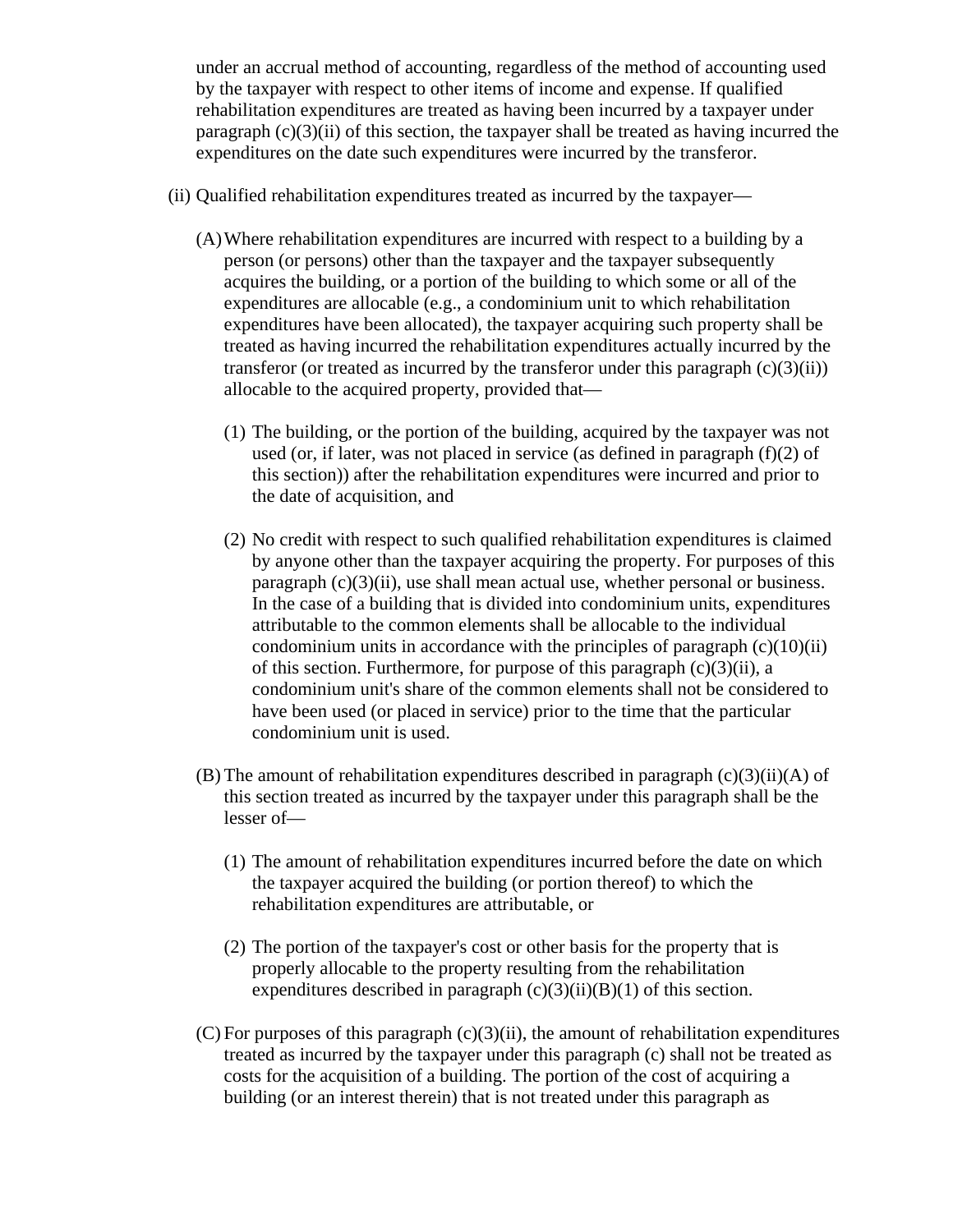under an accrual method of accounting, regardless of the method of accounting used by the taxpayer with respect to other items of income and expense. If qualified rehabilitation expenditures are treated as having been incurred by a taxpayer under paragraph (c)(3)(ii) of this section, the taxpayer shall be treated as having incurred the expenditures on the date such expenditures were incurred by the transferor.

(ii) Qualified rehabilitation expenditures treated as incurred by the taxpayer—

(A) Where rehabilitation expenditures are incurred with respect to a building by a person (or persons) other than the taxpayer and the taxpayer subsequently acquires the building, or a portion of the building to which some or all of the expenditures are allocable (e.g., a condominium unit to which rehabilitation expenditures have been allocated), the taxpayer acquiring such property shall be treated as having incurred the rehabilitation expenditures actually incurred by the transferor (or treated as incurred by the transferor under this paragraph (c)(3)(ii)) allocable to the acquired property, provided that—

(1) The building, or the portion of the building, acquired by the taxpayer was not used (or, if later, was not placed in service (as defined in paragraph (f)(2) of this section)) after the rehabilitation expenditures were incurred and prior to the date of acquisition, and

(2) No credit with respect to such qualified rehabilitation expenditures is claimed by anyone other than the taxpayer acquiring the property. For purposes of this paragraph (c)(3)(ii), use shall mean actual use, whether personal or business. In the case of a building that is divided into condominium units, expenditures attributable to the common elements shall be allocable to the individual condominium units in accordance with the principles of paragraph (c)(10)(ii) of this section. Furthermore, for purpose of this paragraph (c)(3)(ii), a condominium unit's share of the common elements shall not be considered to have been used (or placed in service) prior to the time that the particular condominium unit is used.

(B) The amount of rehabilitation expenditures described in paragraph (c)(3)(ii)(A) of this section treated as incurred by the taxpayer under this paragraph shall be the lesser of—

(1) The amount of rehabilitation expenditures incurred before the date on which the taxpayer acquired the building (or portion thereof) to which the rehabilitation expenditures are attributable, or

(2) The portion of the taxpayer's cost or other basis for the property that is properly allocable to the property resulting from the rehabilitation expenditures described in paragraph (c)(3)(ii)(B)(1) of this section.

(C) For purposes of this paragraph (c)(3)(ii), the amount of rehabilitation expenditures treated as incurred by the taxpayer under this paragraph (c) shall not be treated as costs for the acquisition of a building. The portion of the cost of acquiring a building (or an interest therein) that is not treated under this paragraph as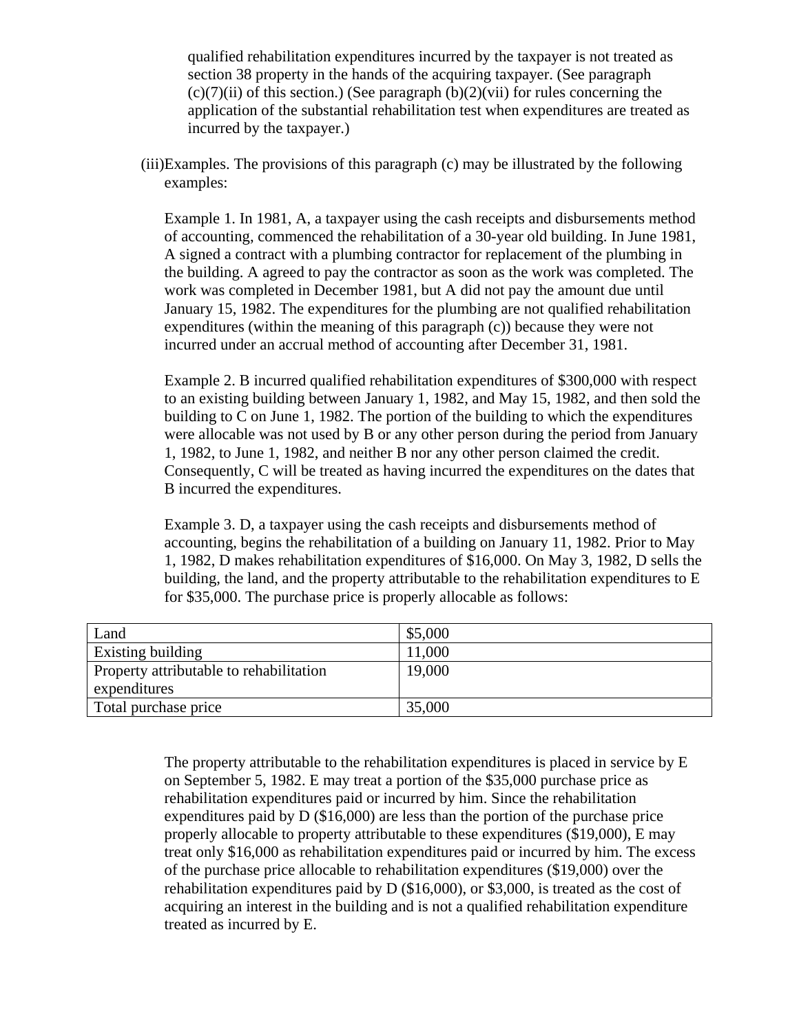qualified rehabilitation expenditures incurred by the taxpayer is not treated as section 38 property in the hands of the acquiring taxpayer. (See paragraph (c)(7)(ii) of this section.) (See paragraph (b)(2)(vii) for rules concerning the application of the substantial rehabilitation test when expenditures are treated as incurred by the taxpayer.)

(iii) Examples. The provisions of this paragraph (c) may be illustrated by the following examples:

Example 1. In 1981, A, a taxpayer using the cash receipts and disbursements method of accounting, commenced the rehabilitation of a 30-year old building. In June 1981, A signed a contract with a plumbing contractor for replacement of the plumbing in the building. A agreed to pay the contractor as soon as the work was completed. The work was completed in December 1981, but A did not pay the amount due until January 15, 1982. The expenditures for the plumbing are not qualified rehabilitation expenditures (within the meaning of this paragraph (c)) because they were not incurred under an accrual method of accounting after December 31, 1981.

Example 2. B incurred qualified rehabilitation expenditures of $300,000 with respect to an existing building between January 1, 1982, and May 15, 1982, and then sold the building to C on June 1, 1982. The portion of the building to which the expenditures were allocable was not used by B or any other person during the period from January 1, 1982, to June 1, 1982, and neither B nor any other person claimed the credit. Consequently, C will be treated as having incurred the expenditures on the dates that B incurred the expenditures.

Example 3. D, a taxpayer using the cash receipts and disbursements method of accounting, begins the rehabilitation of a building on January 11, 1982. Prior to May 1, 1982, D makes rehabilitation expenditures of $16,000. On May 3, 1982, D sells the building, the land, and the property attributable to the rehabilitation expenditures to E for $35,000. The purchase price is properly allocable as follows:

| | |
|---|---|
| Land | $5,000 |
| Existing building | 11,000 |
| Property attributable to rehabilitation expenditures | 19,000 |
| Total purchase price | 35,000 |

The property attributable to the rehabilitation expenditures is placed in service by E on September 5, 1982. E may treat a portion of the $35,000 purchase price as rehabilitation expenditures paid or incurred by him. Since the rehabilitation expenditures paid by D ($16,000) are less than the portion of the purchase price properly allocable to property attributable to these expenditures ($19,000), E may treat only $16,000 as rehabilitation expenditures paid or incurred by him. The excess of the purchase price allocable to rehabilitation expenditures ($19,000) over the rehabilitation expenditures paid by D ($16,000), or $3,000, is treated as the cost of acquiring an interest in the building and is not a qualified rehabilitation expenditure treated as incurred by E.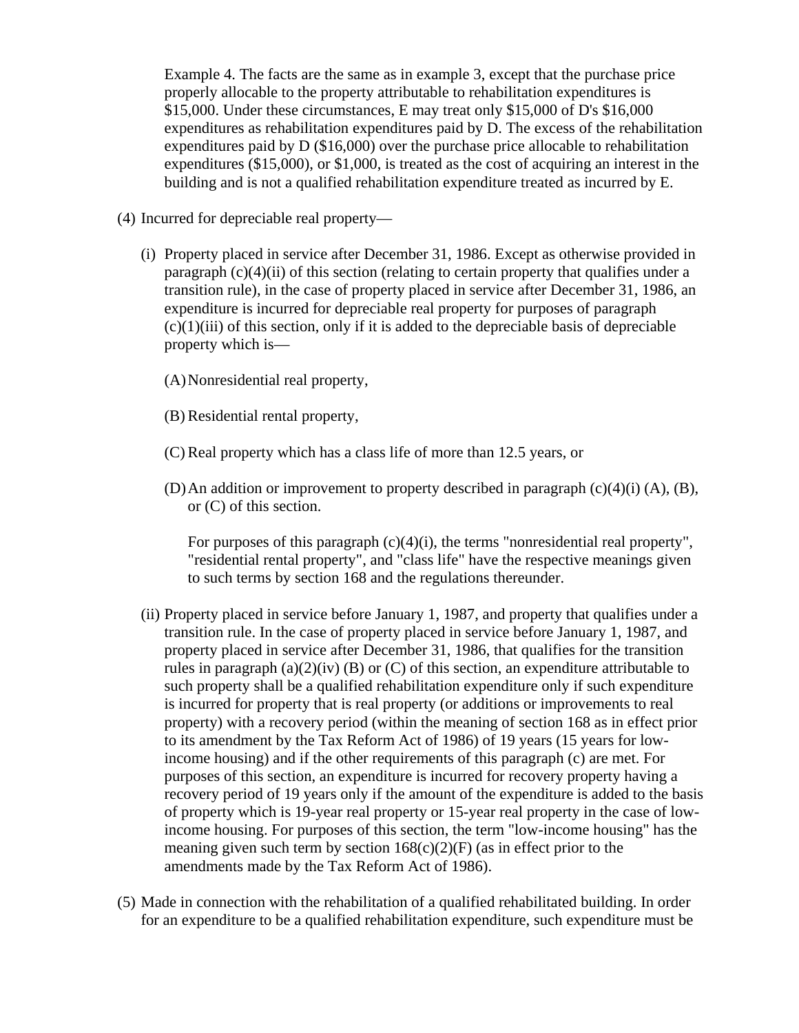Example 4. The facts are the same as in example 3, except that the purchase price properly allocable to the property attributable to rehabilitation expenditures is $15,000. Under these circumstances, E may treat only $15,000 of D's $16,000 expenditures as rehabilitation expenditures paid by D. The excess of the rehabilitation expenditures paid by D ($16,000) over the purchase price allocable to rehabilitation expenditures ($15,000), or $1,000, is treated as the cost of acquiring an interest in the building and is not a qualified rehabilitation expenditure treated as incurred by E.

(4) Incurred for depreciable real property—

(i) Property placed in service after December 31, 1986. Except as otherwise provided in paragraph (c)(4)(ii) of this section (relating to certain property that qualifies under a transition rule), in the case of property placed in service after December 31, 1986, an expenditure is incurred for depreciable real property for purposes of paragraph (c)(1)(iii) of this section, only if it is added to the depreciable basis of depreciable property which is—

(A) Nonresidential real property,

(B) Residential rental property,

(C) Real property which has a class life of more than 12.5 years, or

(D) An addition or improvement to property described in paragraph (c)(4)(i) (A), (B), or (C) of this section.

For purposes of this paragraph (c)(4)(i), the terms "nonresidential real property", "residential rental property", and "class life" have the respective meanings given to such terms by section 168 and the regulations thereunder.

(ii) Property placed in service before January 1, 1987, and property that qualifies under a transition rule. In the case of property placed in service before January 1, 1987, and property placed in service after December 31, 1986, that qualifies for the transition rules in paragraph (a)(2)(iv) (B) or (C) of this section, an expenditure attributable to such property shall be a qualified rehabilitation expenditure only if such expenditure is incurred for property that is real property (or additions or improvements to real property) with a recovery period (within the meaning of section 168 as in effect prior to its amendment by the Tax Reform Act of 1986) of 19 years (15 years for low-income housing) and if the other requirements of this paragraph (c) are met. For purposes of this section, an expenditure is incurred for recovery property having a recovery period of 19 years only if the amount of the expenditure is added to the basis of property which is 19-year real property or 15-year real property in the case of low-income housing. For purposes of this section, the term "low-income housing" has the meaning given such term by section 168(c)(2)(F) (as in effect prior to the amendments made by the Tax Reform Act of 1986).

(5) Made in connection with the rehabilitation of a qualified rehabilitated building. In order for an expenditure to be a qualified rehabilitation expenditure, such expenditure must be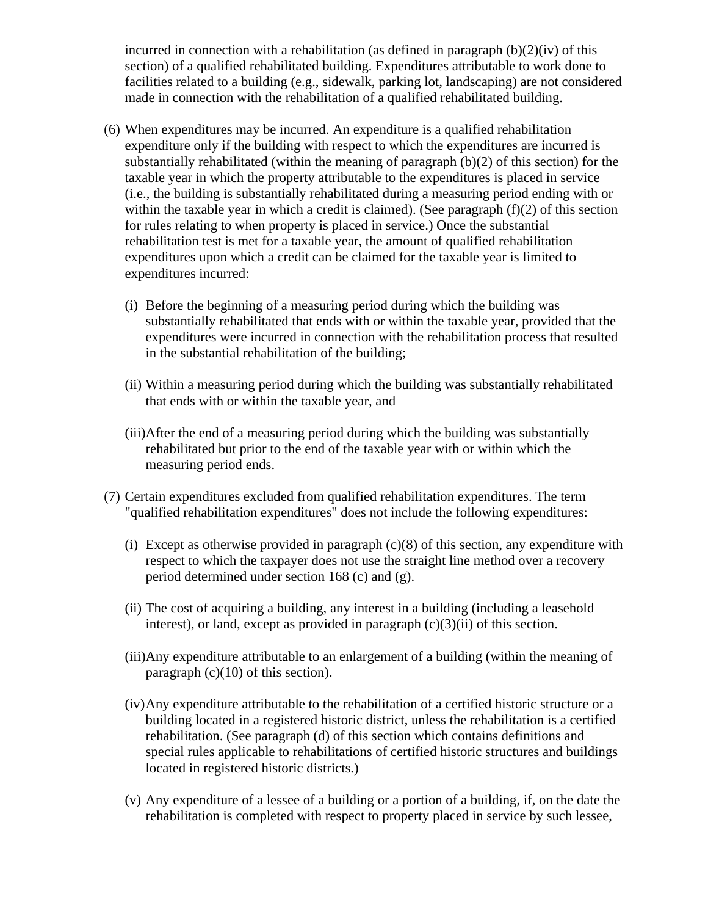incurred in connection with a rehabilitation (as defined in paragraph (b)(2)(iv) of this section) of a qualified rehabilitated building. Expenditures attributable to work done to facilities related to a building (e.g., sidewalk, parking lot, landscaping) are not considered made in connection with the rehabilitation of a qualified rehabilitated building.

(6) When expenditures may be incurred. An expenditure is a qualified rehabilitation expenditure only if the building with respect to which the expenditures are incurred is substantially rehabilitated (within the meaning of paragraph (b)(2) of this section) for the taxable year in which the property attributable to the expenditures is placed in service (i.e., the building is substantially rehabilitated during a measuring period ending with or within the taxable year in which a credit is claimed). (See paragraph (f)(2) of this section for rules relating to when property is placed in service.) Once the substantial rehabilitation test is met for a taxable year, the amount of qualified rehabilitation expenditures upon which a credit can be claimed for the taxable year is limited to expenditures incurred:

   (i) Before the beginning of a measuring period during which the building was substantially rehabilitated that ends with or within the taxable year, provided that the expenditures were incurred in connection with the rehabilitation process that resulted in the substantial rehabilitation of the building;

   (ii) Within a measuring period during which the building was substantially rehabilitated that ends with or within the taxable year, and

   (iii) After the end of a measuring period during which the building was substantially rehabilitated but prior to the end of the taxable year with or within which the measuring period ends.

(7) Certain expenditures excluded from qualified rehabilitation expenditures. The term "qualified rehabilitation expenditures" does not include the following expenditures:

   (i) Except as otherwise provided in paragraph (c)(8) of this section, any expenditure with respect to which the taxpayer does not use the straight line method over a recovery period determined under section 168 (c) and (g).

   (ii) The cost of acquiring a building, any interest in a building (including a leasehold interest), or land, except as provided in paragraph (c)(3)(ii) of this section.

   (iii) Any expenditure attributable to an enlargement of a building (within the meaning of paragraph (c)(10) of this section).

   (iv) Any expenditure attributable to the rehabilitation of a certified historic structure or a building located in a registered historic district, unless the rehabilitation is a certified rehabilitation. (See paragraph (d) of this section which contains definitions and special rules applicable to rehabilitations of certified historic structures and buildings located in registered historic districts.)

   (v) Any expenditure of a lessee of a building or a portion of a building, if, on the date the rehabilitation is completed with respect to property placed in service by such lessee,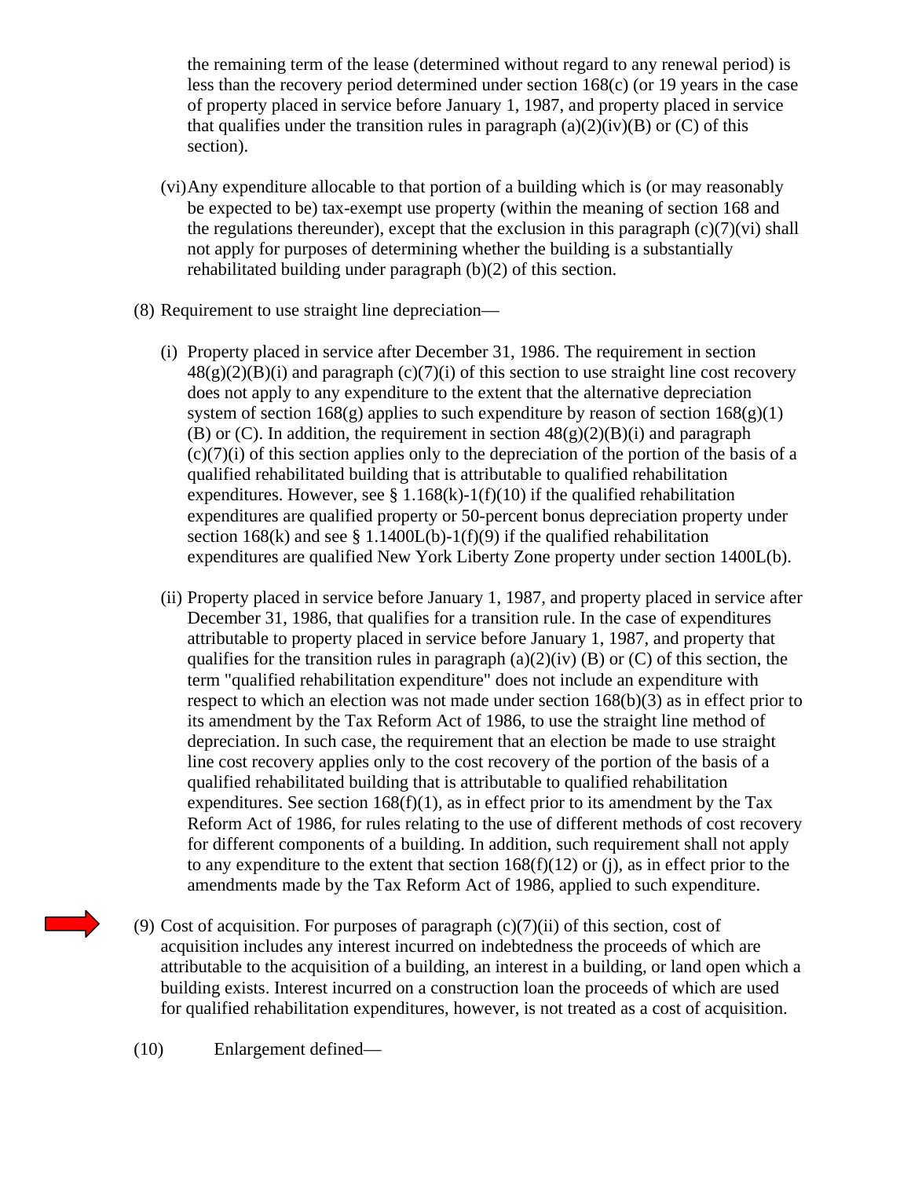the remaining term of the lease (determined without regard to any renewal period) is less than the recovery period determined under section 168(c) (or 19 years in the case of property placed in service before January 1, 1987, and property placed in service that qualifies under the transition rules in paragraph (a)(2)(iv)(B) or (C) of this section).

(vi) Any expenditure allocable to that portion of a building which is (or may reasonably be expected to be) tax-exempt use property (within the meaning of section 168 and the regulations thereunder), except that the exclusion in this paragraph (c)(7)(vi) shall not apply for purposes of determining whether the building is a substantially rehabilitated building under paragraph (b)(2) of this section.

(8) Requirement to use straight line depreciation—

(i) Property placed in service after December 31, 1986. The requirement in section 48(g)(2)(B)(i) and paragraph (c)(7)(i) of this section to use straight line cost recovery does not apply to any expenditure to the extent that the alternative depreciation system of section 168(g) applies to such expenditure by reason of section 168(g)(1)(B) or (C). In addition, the requirement in section 48(g)(2)(B)(i) and paragraph (c)(7)(i) of this section applies only to the depreciation of the portion of the basis of a qualified rehabilitated building that is attributable to qualified rehabilitation expenditures. However, see § 1.168(k)-1(f)(10) if the qualified rehabilitation expenditures are qualified property or 50-percent bonus depreciation property under section 168(k) and see § 1.1400L(b)-1(f)(9) if the qualified rehabilitation expenditures are qualified New York Liberty Zone property under section 1400L(b).

(ii) Property placed in service before January 1, 1987, and property placed in service after December 31, 1986, that qualifies for a transition rule. In the case of expenditures attributable to property placed in service before January 1, 1987, and property that qualifies for the transition rules in paragraph (a)(2)(iv) (B) or (C) of this section, the term "qualified rehabilitation expenditure" does not include an expenditure with respect to which an election was not made under section 168(b)(3) as in effect prior to its amendment by the Tax Reform Act of 1986, to use the straight line method of depreciation. In such case, the requirement that an election be made to use straight line cost recovery applies only to the cost recovery of the portion of the basis of a qualified rehabilitated building that is attributable to qualified rehabilitation expenditures. See section 168(f)(1), as in effect prior to its amendment by the Tax Reform Act of 1986, for rules relating to the use of different methods of cost recovery for different components of a building. In addition, such requirement shall not apply to any expenditure to the extent that section 168(f)(12) or (j), as in effect prior to the amendments made by the Tax Reform Act of 1986, applied to such expenditure.

(9) Cost of acquisition. For purposes of paragraph (c)(7)(ii) of this section, cost of acquisition includes any interest incurred on indebtedness the proceeds of which are attributable to the acquisition of a building, an interest in a building, or land open which a building exists. Interest incurred on a construction loan the proceeds of which are used for qualified rehabilitation expenditures, however, is not treated as a cost of acquisition.

(10) Enlargement defined—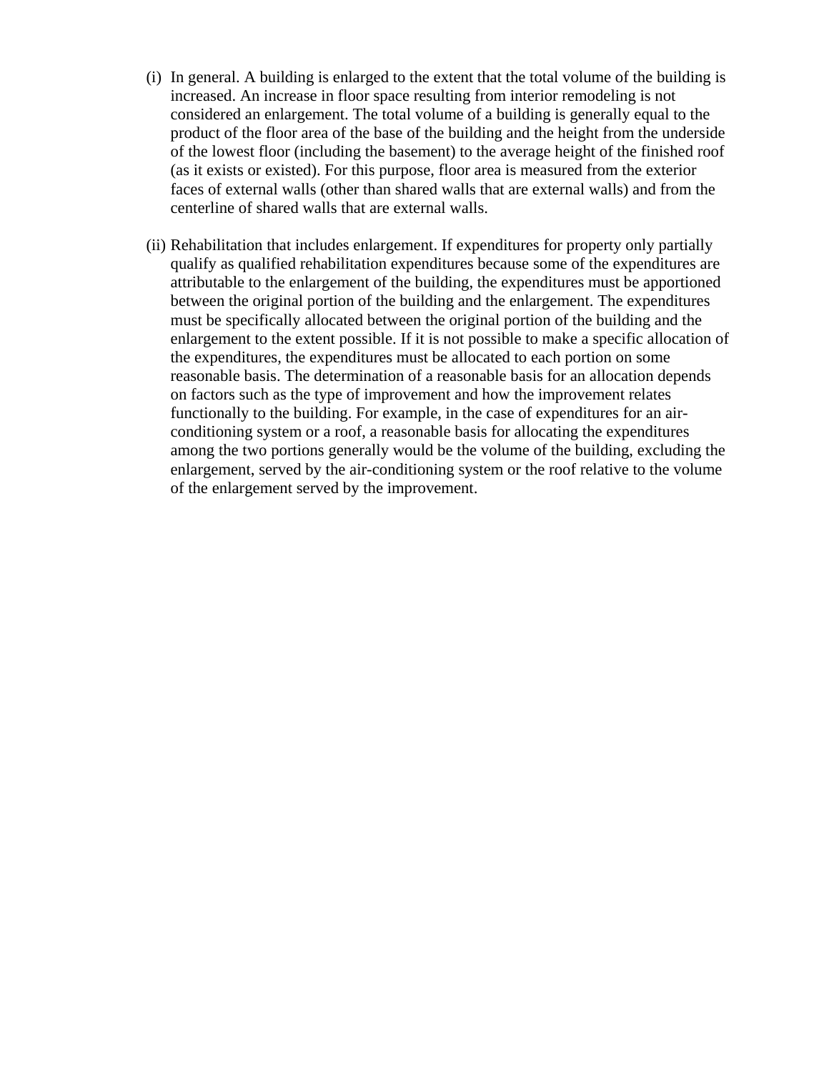(i) In general. A building is enlarged to the extent that the total volume of the building is increased. An increase in floor space resulting from interior remodeling is not considered an enlargement. The total volume of a building is generally equal to the product of the floor area of the base of the building and the height from the underside of the lowest floor (including the basement) to the average height of the finished roof (as it exists or existed). For this purpose, floor area is measured from the exterior faces of external walls (other than shared walls that are external walls) and from the centerline of shared walls that are external walls.

(ii) Rehabilitation that includes enlargement. If expenditures for property only partially qualify as qualified rehabilitation expenditures because some of the expenditures are attributable to the enlargement of the building, the expenditures must be apportioned between the original portion of the building and the enlargement. The expenditures must be specifically allocated between the original portion of the building and the enlargement to the extent possible. If it is not possible to make a specific allocation of the expenditures, the expenditures must be allocated to each portion on some reasonable basis. The determination of a reasonable basis for an allocation depends on factors such as the type of improvement and how the improvement relates functionally to the building. For example, in the case of expenditures for an air-conditioning system or a roof, a reasonable basis for allocating the expenditures among the two portions generally would be the volume of the building, excluding the enlargement, served by the air-conditioning system or the roof relative to the volume of the enlargement served by the improvement.